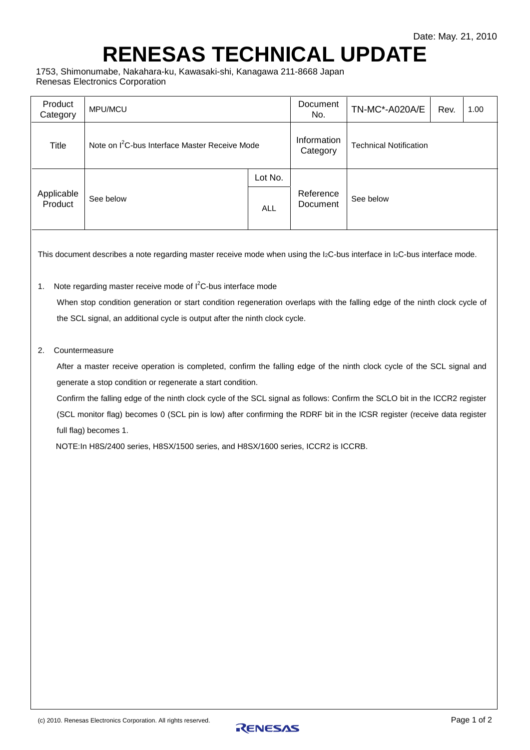Date: May. 21, 2010

# RENESAS TECHNICAL UPDATE

1753, Shimonumabe, Nakahara-ku, Kawasaki-shi, Kanagawa 211-8668 Japan
Renesas Electronics Corporation

| Product Category | MPU/MCU | | Document No. | TN-MC*-A020A/E | Rev. | 1.00 |
|---|---|---|---|---|---|---|
| Title | Note on I$^2$C-bus Interface Master Receive Mode | | Information Category | Technical Notification | | |
| Applicable Product | See below | Lot No. | Reference Document | See below | | |
| | | ALL | | | | |

This document describes a note regarding master receive mode when using the I2C-bus interface in I2C-bus interface mode.

1. Note regarding master receive mode of I$^2$C-bus interface mode

   When stop condition generation or start condition regeneration overlaps with the falling edge of the ninth clock cycle of the SCL signal, an additional cycle is output after the ninth clock cycle.

2. Countermeasure

   After a master receive operation is completed, confirm the falling edge of the ninth clock cycle of the SCL signal and generate a stop condition or regenerate a start condition.

   Confirm the falling edge of the ninth clock cycle of the SCL signal as follows: Confirm the SCLO bit in the ICCR2 register (SCL monitor flag) becomes 0 (SCL pin is low) after confirming the RDRF bit in the ICSR register (receive data register full flag) becomes 1.

   NOTE:In H8S/2400 series, H8SX/1500 series, and H8SX/1600 series, ICCR2 is ICCRB.

(c) 2010. Renesas Electronics Corporation. All rights reserved.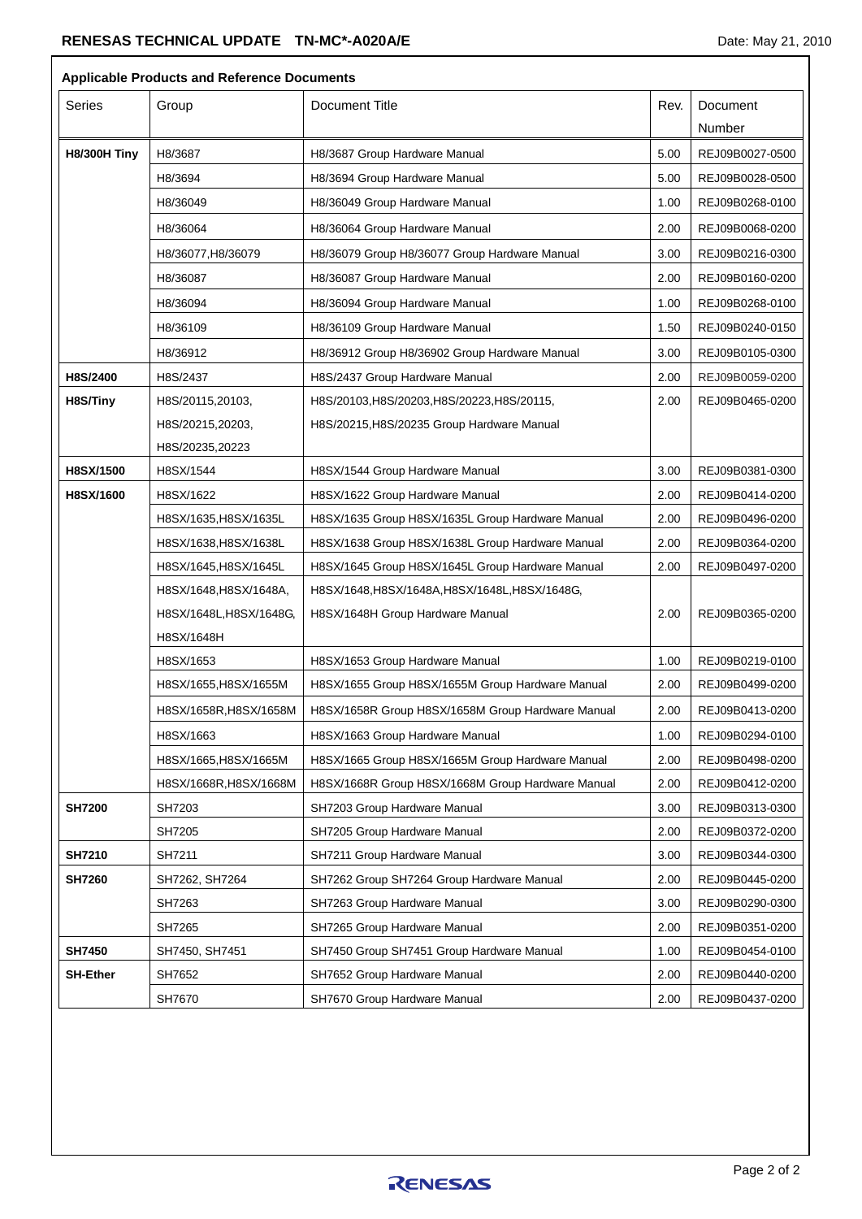**Applicable Products and Reference Documents**

| Series | Group | Document Title | Rev. | Document Number |
|---|---|---|---|---|
| **H8/300H Tiny** | H8/3687 | H8/3687 Group Hardware Manual | 5.00 | REJ09B0027-0500 |
| | H8/3694 | H8/3694 Group Hardware Manual | 5.00 | REJ09B0028-0500 |
| | H8/36049 | H8/36049 Group Hardware Manual | 1.00 | REJ09B0268-0100 |
| | H8/36064 | H8/36064 Group Hardware Manual | 2.00 | REJ09B0068-0200 |
| | H8/36077,H8/36079 | H8/36079 Group H8/36077 Group Hardware Manual | 3.00 | REJ09B0216-0300 |
| | H8/36087 | H8/36087 Group Hardware Manual | 2.00 | REJ09B0160-0200 |
| | H8/36094 | H8/36094 Group Hardware Manual | 1.00 | REJ09B0268-0100 |
| | H8/36109 | H8/36109 Group Hardware Manual | 1.50 | REJ09B0240-0150 |
| | H8/36912 | H8/36912 Group H8/36902 Group Hardware Manual | 3.00 | REJ09B0105-0300 |
| **H8S/2400** | H8S/2437 | H8S/2437 Group Hardware Manual | 2.00 | REJ09B0059-0200 |
| **H8S/Tiny** | H8S/20115,20103, H8S/20215,20203, H8S/20235,20223 | H8S/20103,H8S/20203,H8S/20223,H8S/20115, H8S/20215,H8S/20235 Group Hardware Manual | 2.00 | REJ09B0465-0200 |
| **H8SX/1500** | H8SX/1544 | H8SX/1544 Group Hardware Manual | 3.00 | REJ09B0381-0300 |
| **H8SX/1600** | H8SX/1622 | H8SX/1622 Group Hardware Manual | 2.00 | REJ09B0414-0200 |
| | H8SX/1635,H8SX/1635L | H8SX/1635 Group H8SX/1635L Group Hardware Manual | 2.00 | REJ09B0496-0200 |
| | H8SX/1638,H8SX/1638L | H8SX/1638 Group H8SX/1638L Group Hardware Manual | 2.00 | REJ09B0364-0200 |
| | H8SX/1645,H8SX/1645L | H8SX/1645 Group H8SX/1645L Group Hardware Manual | 2.00 | REJ09B0497-0200 |
| | H8SX/1648,H8SX/1648A, H8SX/1648L,H8SX/1648G, H8SX/1648H | H8SX/1648,H8SX/1648A,H8SX/1648L,H8SX/1648G, H8SX/1648H Group Hardware Manual | 2.00 | REJ09B0365-0200 |
| | H8SX/1653 | H8SX/1653 Group Hardware Manual | 1.00 | REJ09B0219-0100 |
| | H8SX/1655,H8SX/1655M | H8SX/1655 Group H8SX/1655M Group Hardware Manual | 2.00 | REJ09B0499-0200 |
| | H8SX/1658R,H8SX/1658M | H8SX/1658R Group H8SX/1658M Group Hardware Manual | 2.00 | REJ09B0413-0200 |
| | H8SX/1663 | H8SX/1663 Group Hardware Manual | 1.00 | REJ09B0294-0100 |
| | H8SX/1665,H8SX/1665M | H8SX/1665 Group H8SX/1665M Group Hardware Manual | 2.00 | REJ09B0498-0200 |
| | H8SX/1668R,H8SX/1668M | H8SX/1668R Group H8SX/1668M Group Hardware Manual | 2.00 | REJ09B0412-0200 |
| **SH7200** | SH7203 | SH7203 Group Hardware Manual | 3.00 | REJ09B0313-0300 |
| | SH7205 | SH7205 Group Hardware Manual | 2.00 | REJ09B0372-0200 |
| **SH7210** | SH7211 | SH7211 Group Hardware Manual | 3.00 | REJ09B0344-0300 |
| **SH7260** | SH7262, SH7264 | SH7262 Group SH7264 Group Hardware Manual | 2.00 | REJ09B0445-0200 |
| | SH7263 | SH7263 Group Hardware Manual | 3.00 | REJ09B0290-0300 |
| | SH7265 | SH7265 Group Hardware Manual | 2.00 | REJ09B0351-0200 |
| **SH7450** | SH7450, SH7451 | SH7450 Group SH7451 Group Hardware Manual | 1.00 | REJ09B0454-0100 |
| **SH-Ether** | SH7652 | SH7652 Group Hardware Manual | 2.00 | REJ09B0440-0200 |
| | SH7670 | SH7670 Group Hardware Manual | 2.00 | REJ09B0437-0200 |